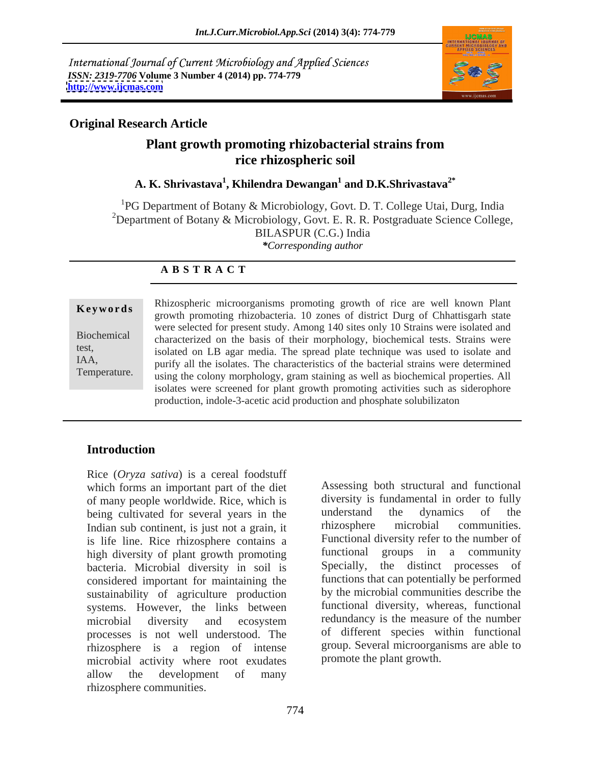International Journal of Current Microbiology and Applied Sciences
*ISSN: 2319-7706* **Volume 3 Number 4 (2014) pp. 774-779**
**http://www.ijcmas.com**

**Original Research Article**

# Plant growth promoting rhizobacterial strains from rice rhizospheric soil

**A. K. Shrivastava[1], Khilendra Dewangan[1] and D.K.Shrivastava[2*]**

[1]PG Department of Botany & Microbiology, Govt. D. T. College Utai, Durg, India
[2]Department of Botany & Microbiology, Govt. E. R. R. Postgraduate Science College, BILASPUR (C.G.) India
*\*Corresponding author*

## A B S T R A C T

**Keywords**

Biochemical test,
IAA,
Temperature.

Rhizospheric microorganisms promoting growth of rice are well known Plant growth promoting rhizobacteria. 10 zones of district Durg of Chhattisgarh state were selected for present study. Among 140 sites only 10 Strains were isolated and characterized on the basis of their morphology, biochemical tests. Strains were isolated on LB agar media. The spread plate technique was used to isolate and purify all the isolates. The characteristics of the bacterial strains were determined using the colony morphology, gram staining as well as biochemical properties. All isolates were screened for plant growth promoting activities such as siderophore production, indole-3-acetic acid production and phosphate solubilizaton

## Introduction

Rice (*Oryza sativa*) is a cereal foodstuff which forms an important part of the diet of many people worldwide. Rice, which is being cultivated for several years in the Indian sub continent, is just not a grain, it is life line. Rice rhizosphere contains a high diversity of plant growth promoting bacteria. Microbial diversity in soil is considered important for maintaining the sustainability of agriculture production systems. However, the links between microbial diversity and ecosystem processes is not well understood. The rhizosphere is a region of intense microbial activity where root exudates allow the development of many rhizosphere communities.

Assessing both structural and functional diversity is fundamental in order to fully understand the dynamics of the rhizosphere microbial communities. Functional diversity refer to the number of functional groups in a community Specially, the distinct processes of functions that can potentially be performed by the microbial communities describe the functional diversity, whereas, functional redundancy is the measure of the number of different species within functional group. Several microorganisms are able to promote the plant growth.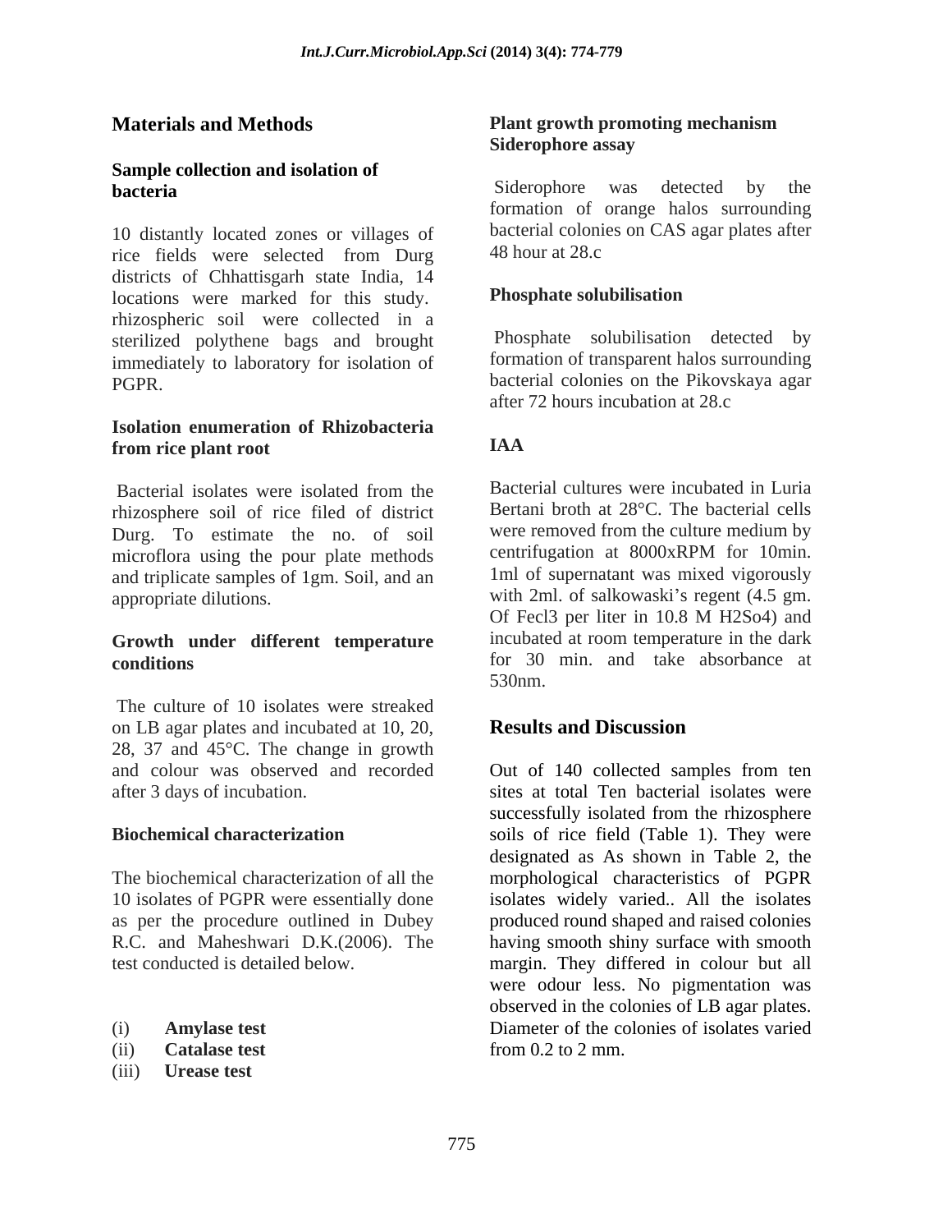## Materials and Methods

### Sample collection and isolation of bacteria

10 distantly located zones or villages of rice fields were selected from Durg districts of Chhattisgarh state India, 14 locations were marked for this study. rhizospheric soil were collected in a sterilized polythene bags and brought immediately to laboratory for isolation of PGPR.

### Isolation enumeration of Rhizobacteria from rice plant root

Bacterial isolates were isolated from the rhizosphere soil of rice filed of district Durg. To estimate the no. of soil microflora using the pour plate methods and triplicate samples of 1gm. Soil, and an appropriate dilutions.

### Growth under different temperature conditions

The culture of 10 isolates were streaked on LB agar plates and incubated at 10, 20, 28, 37 and 45°C. The change in growth and colour was observed and recorded after 3 days of incubation.

### Biochemical characterization

The biochemical characterization of all the 10 isolates of PGPR were essentially done as per the procedure outlined in Dubey R.C. and Maheshwari D.K.(2006). The test conducted is detailed below.

(i) **Amylase test**
(ii) **Catalase test**
(iii) **Urease test**

### Plant growth promoting mechanism Siderophore assay

Siderophore was detected by the formation of orange halos surrounding bacterial colonies on CAS agar plates after 48 hour at 28.c

### Phosphate solubilisation

Phosphate solubilisation detected by formation of transparent halos surrounding bacterial colonies on the Pikovskaya agar after 72 hours incubation at 28.c

### IAA

Bacterial cultures were incubated in Luria Bertani broth at 28°C. The bacterial cells were removed from the culture medium by centrifugation at 8000xRPM for 10min. 1ml of supernatant was mixed vigorously with 2ml. of salkowaski's regent (4.5 gm. Of $Fecl_3$ per liter in 10.8 M $H_2So_4$) and incubated at room temperature in the dark for 30 min. and take absorbance at 530nm.

## Results and Discussion

Out of 140 collected samples from ten sites at total Ten bacterial isolates were successfully isolated from the rhizosphere soils of rice field (Table 1). They were designated as As shown in Table 2, the morphological characteristics of PGPR isolates widely varied.. All the isolates produced round shaped and raised colonies having smooth shiny surface with smooth margin. They differed in colour but all were odour less. No pigmentation was observed in the colonies of LB agar plates. Diameter of the colonies of isolates varied from 0.2 to 2 mm.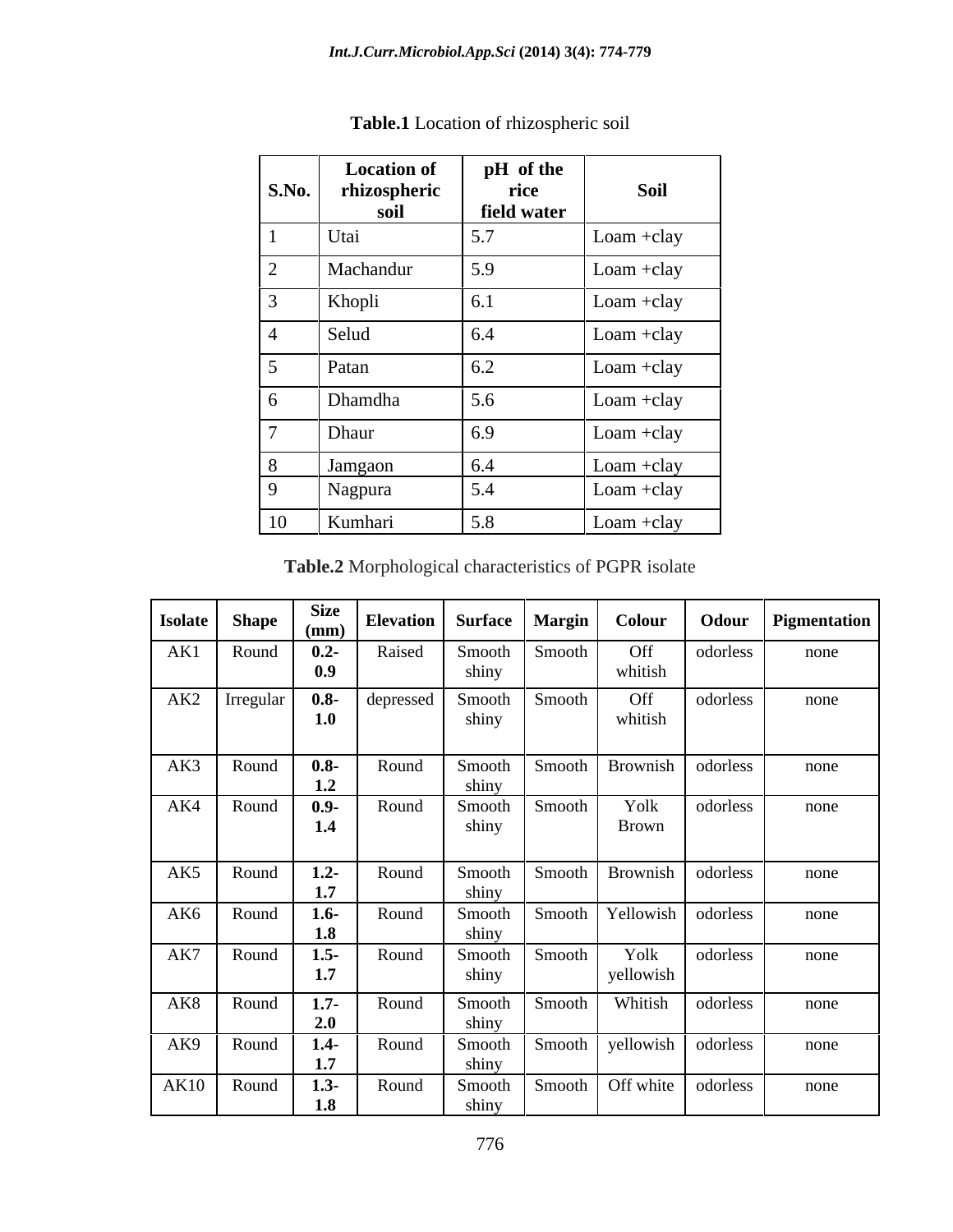**Table.1** Location of rhizospheric soil

| S.No. | Location of rhizospheric soil | pH of the rice field water | Soil |
|---|---|---|---|
| 1 | Utai | 5.7 | Loam +clay |
| 2 | Machandur | 5.9 | Loam +clay |
| 3 | Khopli | 6.1 | Loam +clay |
| 4 | Selud | 6.4 | Loam +clay |
| 5 | Patan | 6.2 | Loam +clay |
| 6 | Dhamdha | 5.6 | Loam +clay |
| 7 | Dhaur | 6.9 | Loam +clay |
| 8 | Jamgaon | 6.4 | Loam +clay |
| 9 | Nagpura | 5.4 | Loam +clay |
| 10 | Kumhari | 5.8 | Loam +clay |

**Table.2** Morphological characteristics of PGPR isolate

| Isolate | Shape | Size (mm) | Elevation | Surface | Margin | Colour | Odour | Pigmentation |
|---|---|---|---|---|---|---|---|---|
| AK1 | Round | **0.2-0.9** | Raised | Smooth shiny | Smooth | Off whitish | odorless | none |
| AK2 | Irregular | **0.8-1.0** | depressed | Smooth shiny | Smooth | Off whitish | odorless | none |
| AK3 | Round | **0.8-1.2** | Round | Smooth shiny | Smooth | Brownish | odorless | none |
| AK4 | Round | **0.9-1.4** | Round | Smooth shiny | Smooth | Yolk Brown | odorless | none |
| AK5 | Round | **1.2-1.7** | Round | Smooth shiny | Smooth | Brownish | odorless | none |
| AK6 | Round | **1.6-1.8** | Round | Smooth shiny | Smooth | Yellowish | odorless | none |
| AK7 | Round | **1.5-1.7** | Round | Smooth shiny | Smooth | Yolk yellowish | odorless | none |
| AK8 | Round | **1.7-2.0** | Round | Smooth shiny | Smooth | Whitish | odorless | none |
| AK9 | Round | **1.4-1.7** | Round | Smooth shiny | Smooth | yellowish | odorless | none |
| AK10 | Round | **1.3-1.8** | Round | Smooth shiny | Smooth | Off white | odorless | none |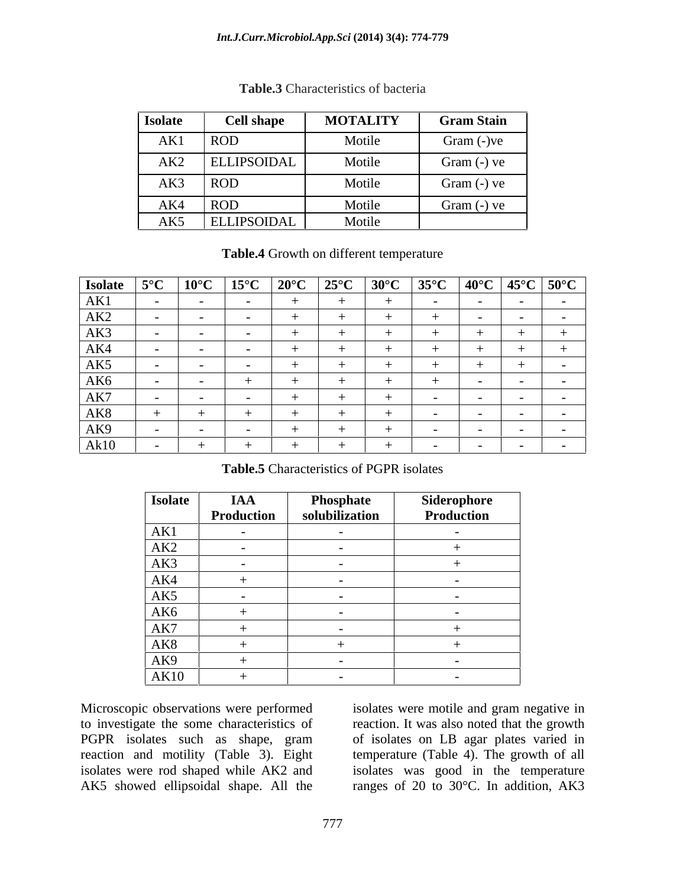**Table.3** Characteristics of bacteria

| Isolate | Cell shape | MOTALITY | Gram Stain |
|---|---|---|---|
| AK1 | ROD | Motile | Gram (-)ve |
| AK2 | ELLIPSOIDAL | Motile | Gram (-) ve |
| AK3 | ROD | Motile | Gram (-) ve |
| AK4 | ROD | Motile | Gram (-) ve |
| AK5 | ELLIPSOIDAL | Motile | |

**Table.4** Growth on different temperature

| Isolate | 5°C | 10°C | 15°C | 20°C | 25°C | 30°C | 35°C | 40°C | 45°C | 50°C |
|---|---|---|---|---|---|---|---|---|---|---|
| AK1 | - | - | - | + | + | + | - | - | - | - |
| AK2 | - | - | - | + | + | + | + | - | - | - |
| AK3 | - | - | - | + | + | + | + | + | + | + |
| AK4 | - | - | - | + | + | + | + | + | + | + |
| AK5 | - | - | - | + | + | + | + | + | + | - |
| AK6 | - | - | + | + | + | + | + | - | - | - |
| AK7 | - | - | - | + | + | + | - | - | - | - |
| AK8 | + | + | + | + | + | + | - | - | - | - |
| AK9 | - | - | - | + | + | + | - | - | - | - |
| Ak10 | - | + | + | + | + | + | - | - | - | - |

**Table.5** Characteristics of PGPR isolates

| Isolate | IAA Production | Phosphate solubilization | Siderophore Production |
|---|---|---|---|
| AK1 | - | - | - |
| AK2 | - | - | + |
| AK3 | - | - | + |
| AK4 | + | - | - |
| AK5 | - | - | - |
| AK6 | + | - | - |
| AK7 | + | - | + |
| AK8 | + | + | + |
| AK9 | + | - | - |
| AK10 | + | - | - |

Microscopic observations were performed to investigate the some characteristics of PGPR isolates such as shape, gram reaction and motility (Table 3). Eight isolates were rod shaped while AK2 and AK5 showed ellipsoidal shape. All the isolates were motile and gram negative in reaction. It was also noted that the growth of isolates on LB agar plates varied in temperature (Table 4). The growth of all isolates was good in the temperature ranges of 20 to 30°C. In addition, AK3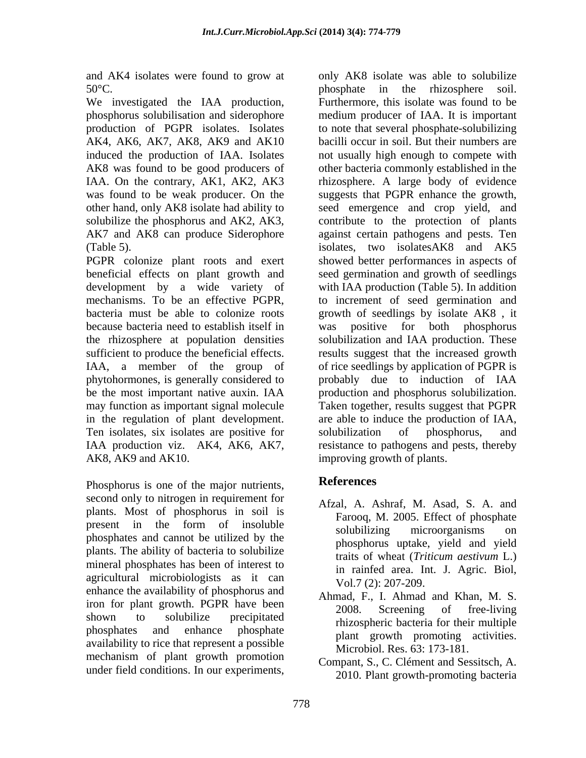and AK4 isolates were found to grow at 50°C.

We investigated the IAA production, phosphorus solubilisation and siderophore production of PGPR isolates. Isolates AK4, AK6, AK7, AK8, AK9 and AK10 induced the production of IAA. Isolates AK8 was found to be good producers of IAA. On the contrary, AK1, AK2, AK3 was found to be weak producer. On the other hand, only AK8 isolate had ability to solubilize the phosphorus and AK2, AK3, AK7 and AK8 can produce Siderophore (Table 5).

PGPR colonize plant roots and exert beneficial effects on plant growth and development by a wide variety of mechanisms. To be an effective PGPR, bacteria must be able to colonize roots because bacteria need to establish itself in the rhizosphere at population densities sufficient to produce the beneficial effects. IAA, a member of the group of phytohormones, is generally considered to be the most important native auxin. IAA may function as important signal molecule in the regulation of plant development. Ten isolates, six isolates are positive for IAA production viz. AK4, AK6, AK7, AK8, AK9 and AK10.

Phosphorus is one of the major nutrients, second only to nitrogen in requirement for plants. Most of phosphorus in soil is present in the form of insoluble phosphates and cannot be utilized by the plants. The ability of bacteria to solubilize mineral phosphates has been of interest to agricultural microbiologists as it can enhance the availability of phosphorus and iron for plant growth. PGPR have been shown to solubilize precipitated phosphates and enhance phosphate availability to rice that represent a possible mechanism of plant growth promotion under field conditions. In our experiments, only AK8 isolate was able to solubilize phosphate in the rhizosphere soil. Furthermore, this isolate was found to be medium producer of IAA. It is important to note that several phosphate-solubilizing bacilli occur in soil. But their numbers are not usually high enough to compete with other bacteria commonly established in the rhizosphere. A large body of evidence suggests that PGPR enhance the growth, seed emergence and crop yield, and contribute to the protection of plants against certain pathogens and pests. Ten isolates, two isolatesAK8 and AK5 showed better performances in aspects of seed germination and growth of seedlings with IAA production (Table 5). In addition to increment of seed germination and growth of seedlings by isolate AK8 , it was positive for both phosphorus solubilization and IAA production. These results suggest that the increased growth of rice seedlings by application of PGPR is probably due to induction of IAA production and phosphorus solubilization. Taken together, results suggest that PGPR are able to induce the production of IAA, solubilization of phosphorus, and resistance to pathogens and pests, thereby improving growth of plants.

## References

Afzal, A. Ashraf, M. Asad, S. A. and Farooq, M. 2005. Effect of phosphate solubilizing microorganisms on phosphorus uptake, yield and yield traits of wheat (*Triticum aestivum* L.) in rainfed area. Int. J. Agric. Biol, Vol.7 (2): 207-209.

Ahmad, F., I. Ahmad and Khan, M. S. 2008. Screening of free-living rhizospheric bacteria for their multiple plant growth promoting activities. Microbiol. Res. 63: 173-181.

Compant, S., C. Clément and Sessitsch, A. 2010. Plant growth-promoting bacteria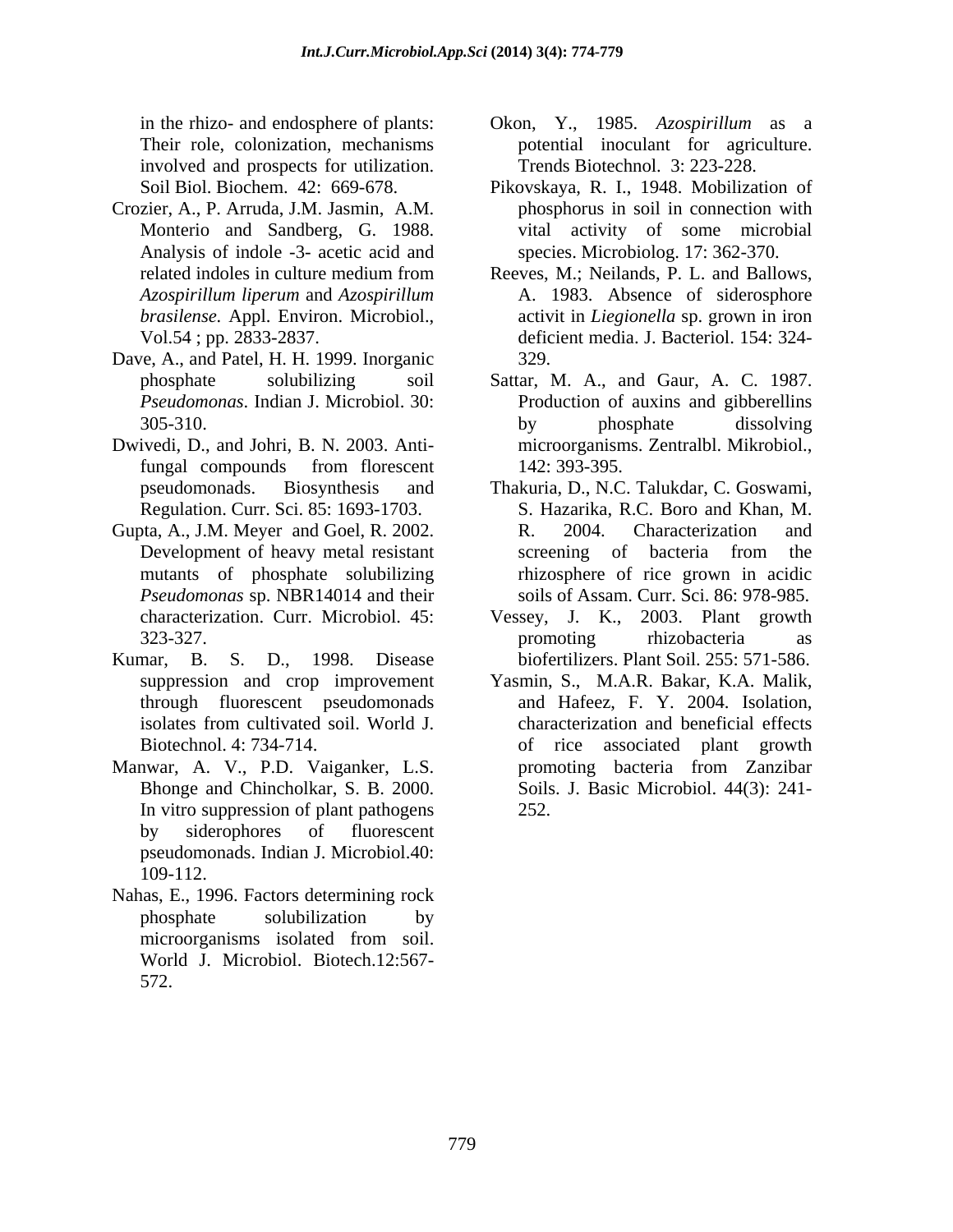in the rhizo- and endosphere of plants: Their role, colonization, mechanisms involved and prospects for utilization. Soil Biol. Biochem. 42: 669-678.

Crozier, A., P. Arruda, J.M. Jasmin, A.M. Monterio and Sandberg, G. 1988. Analysis of indole -3- acetic acid and related indoles in culture medium from *Azospirillum liperum* and *Azospirillum brasilense.* Appl. Environ. Microbiol., Vol.54 ; pp. 2833-2837.

Dave, A., and Patel, H. H. 1999. Inorganic phosphate solubilizing soil *Pseudomonas*. Indian J. Microbiol. 30: 305-310.

Dwivedi, D., and Johri, B. N. 2003. Anti-fungal compounds from florescent pseudomonads. Biosynthesis and Regulation. Curr. Sci. 85: 1693-1703.

Gupta, A., J.M. Meyer and Goel, R. 2002. Development of heavy metal resistant mutants of phosphate solubilizing *Pseudomonas* sp. NBR14014 and their characterization. Curr. Microbiol. 45: 323-327.

Kumar, B. S. D., 1998. Disease suppression and crop improvement through fluorescent pseudomonads isolates from cultivated soil. World J. Biotechnol. 4: 734-714.

Manwar, A. V., P.D. Vaiganker, L.S. Bhonge and Chincholkar, S. B. 2000. In vitro suppression of plant pathogens by siderophores of fluorescent pseudomonads. Indian J. Microbiol.40: 109-112.

Nahas, E., 1996. Factors determining rock phosphate solubilization by microorganisms isolated from soil. World J. Microbiol. Biotech.12:567-572.

Okon, Y., 1985. *Azospirillum* as a potential inoculant for agriculture. Trends Biotechnol. 3: 223-228.

Pikovskaya, R. I., 1948. Mobilization of phosphorus in soil in connection with vital activity of some microbial species. Microbiolog. 17: 362-370.

Reeves, M.; Neilands, P. L. and Ballows, A. 1983. Absence of siderosphore activit in *Liegionella* sp. grown in iron deficient media. J. Bacteriol. 154: 324-329.

Sattar, M. A., and Gaur, A. C. 1987. Production of auxins and gibberellins by phosphate dissolving microorganisms. Zentralbl. Mikrobiol., 142: 393-395.

Thakuria, D., N.C. Talukdar, C. Goswami, S. Hazarika, R.C. Boro and Khan, M. R. 2004. Characterization and screening of bacteria from the rhizosphere of rice grown in acidic soils of Assam. Curr. Sci. 86: 978-985.

Vessey, J. K., 2003. Plant growth promoting rhizobacteria as biofertilizers. Plant Soil. 255: 571-586.

Yasmin, S., M.A.R. Bakar, K.A. Malik, and Hafeez, F. Y. 2004. Isolation, characterization and beneficial effects of rice associated plant growth promoting bacteria from Zanzibar Soils. J. Basic Microbiol. 44(3): 241-252.